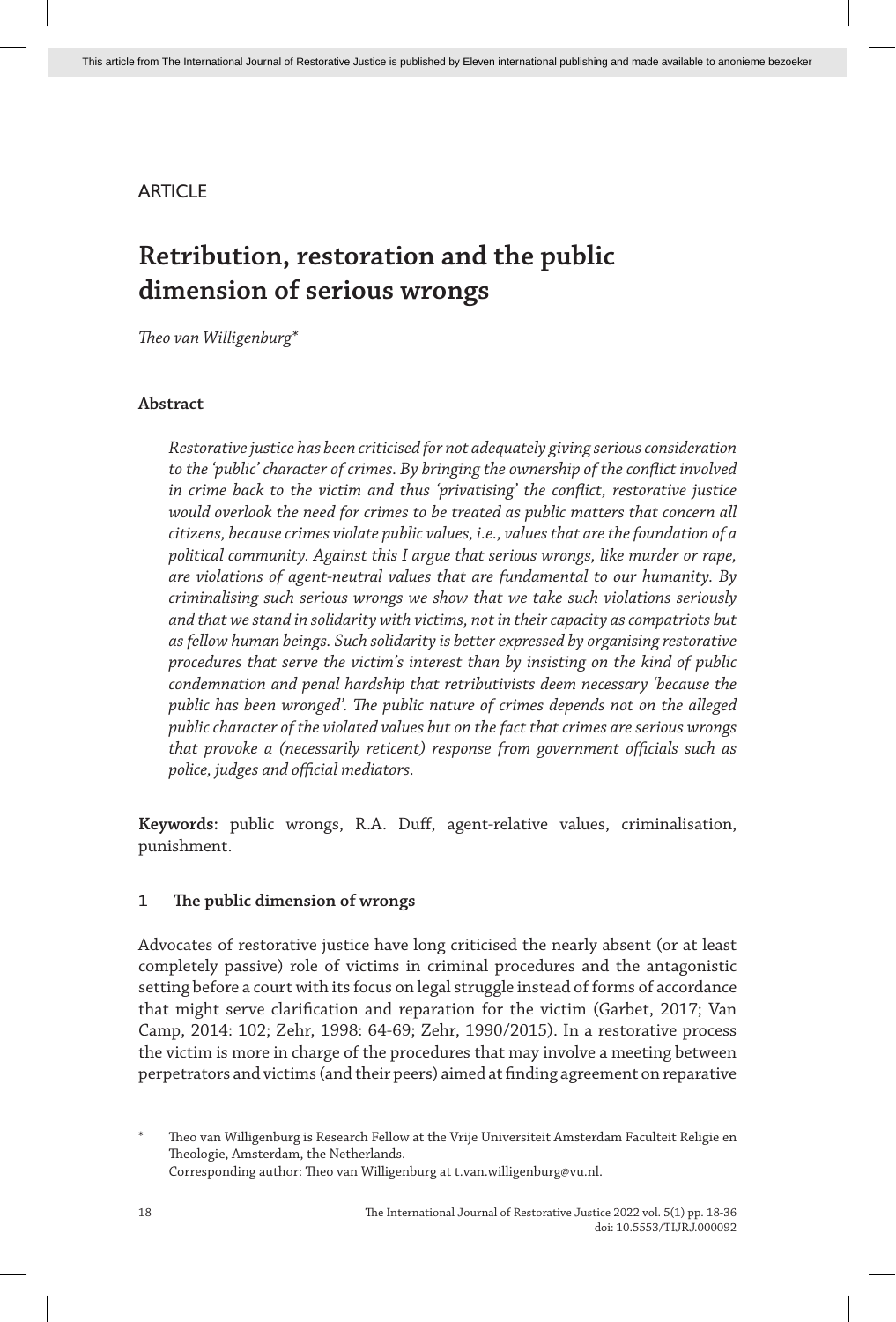ARTICLE

# Retribution, restoration and the public dimension of serious wrongs

*Theo van Willigenburg**

**Abstract**

*Restorative justice has been criticised for not adequately giving serious consideration to the 'public' character of crimes. By bringing the ownership of the conflict involved in crime back to the victim and thus 'privatising' the conflict, restorative justice would overlook the need for crimes to be treated as public matters that concern all citizens, because crimes violate public values, i.e., values that are the foundation of a political community. Against this I argue that serious wrongs, like murder or rape, are violations of agent-neutral values that are fundamental to our humanity. By criminalising such serious wrongs we show that we take such violations seriously and that we stand in solidarity with victims, not in their capacity as compatriots but as fellow human beings. Such solidarity is better expressed by organising restorative procedures that serve the victim's interest than by insisting on the kind of public condemnation and penal hardship that retributivists deem necessary 'because the public has been wronged'. The public nature of crimes depends not on the alleged public character of the violated values but on the fact that crimes are serious wrongs that provoke a (necessarily reticent) response from government officials such as police, judges and official mediators.*

**Keywords:** public wrongs, R.A. Duff, agent-relative values, criminalisation, punishment.

## 1 The public dimension of wrongs

Advocates of restorative justice have long criticised the nearly absent (or at least completely passive) role of victims in criminal procedures and the antagonistic setting before a court with its focus on legal struggle instead of forms of accordance that might serve clarification and reparation for the victim (Garbet, 2017; Van Camp, 2014: 102; Zehr, 1998: 64-69; Zehr, 1990/2015). In a restorative process the victim is more in charge of the procedures that may involve a meeting between perpetrators and victims (and their peers) aimed at finding agreement on reparative

\* Theo van Willigenburg is Research Fellow at the Vrije Universiteit Amsterdam Faculteit Religie en Theologie, Amsterdam, the Netherlands.
Corresponding author: Theo van Willigenburg at t.van.willigenburg@vu.nl.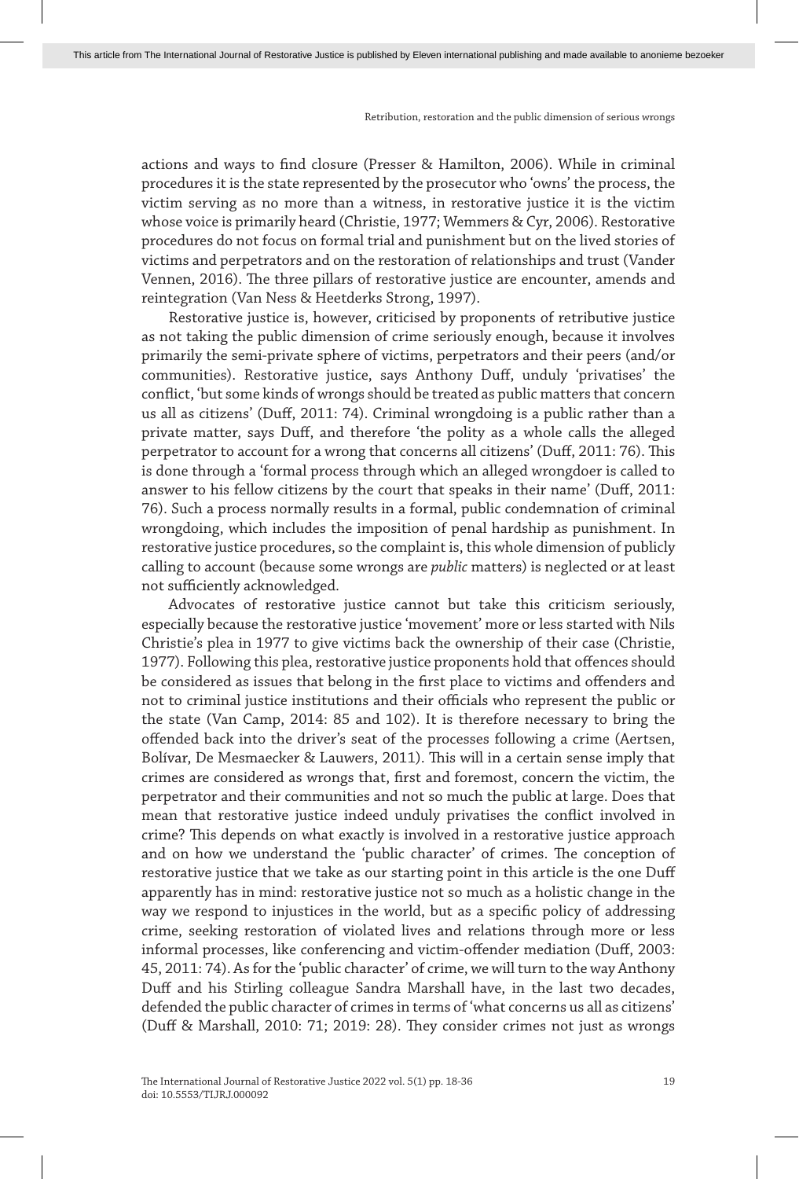actions and ways to find closure (Presser & Hamilton, 2006). While in criminal procedures it is the state represented by the prosecutor who 'owns' the process, the victim serving as no more than a witness, in restorative justice it is the victim whose voice is primarily heard (Christie, 1977; Wemmers & Cyr, 2006). Restorative procedures do not focus on formal trial and punishment but on the lived stories of victims and perpetrators and on the restoration of relationships and trust (Vander Vennen, 2016). The three pillars of restorative justice are encounter, amends and reintegration (Van Ness & Heetderks Strong, 1997).

Restorative justice is, however, criticised by proponents of retributive justice as not taking the public dimension of crime seriously enough, because it involves primarily the semi-private sphere of victims, perpetrators and their peers (and/or communities). Restorative justice, says Anthony Duff, unduly 'privatises' the conflict, 'but some kinds of wrongs should be treated as public matters that concern us all as citizens' (Duff, 2011: 74). Criminal wrongdoing is a public rather than a private matter, says Duff, and therefore 'the polity as a whole calls the alleged perpetrator to account for a wrong that concerns all citizens' (Duff, 2011: 76). This is done through a 'formal process through which an alleged wrongdoer is called to answer to his fellow citizens by the court that speaks in their name' (Duff, 2011: 76). Such a process normally results in a formal, public condemnation of criminal wrongdoing, which includes the imposition of penal hardship as punishment. In restorative justice procedures, so the complaint is, this whole dimension of publicly calling to account (because some wrongs are *public* matters) is neglected or at least not sufficiently acknowledged.

Advocates of restorative justice cannot but take this criticism seriously, especially because the restorative justice 'movement' more or less started with Nils Christie's plea in 1977 to give victims back the ownership of their case (Christie, 1977). Following this plea, restorative justice proponents hold that offences should be considered as issues that belong in the first place to victims and offenders and not to criminal justice institutions and their officials who represent the public or the state (Van Camp, 2014: 85 and 102). It is therefore necessary to bring the offended back into the driver's seat of the processes following a crime (Aertsen, Bolívar, De Mesmaecker & Lauwers, 2011). This will in a certain sense imply that crimes are considered as wrongs that, first and foremost, concern the victim, the perpetrator and their communities and not so much the public at large. Does that mean that restorative justice indeed unduly privatises the conflict involved in crime? This depends on what exactly is involved in a restorative justice approach and on how we understand the 'public character' of crimes. The conception of restorative justice that we take as our starting point in this article is the one Duff apparently has in mind: restorative justice not so much as a holistic change in the way we respond to injustices in the world, but as a specific policy of addressing crime, seeking restoration of violated lives and relations through more or less informal processes, like conferencing and victim-offender mediation (Duff, 2003: 45, 2011: 74). As for the 'public character' of crime, we will turn to the way Anthony Duff and his Stirling colleague Sandra Marshall have, in the last two decades, defended the public character of crimes in terms of 'what concerns us all as citizens' (Duff & Marshall, 2010: 71; 2019: 28). They consider crimes not just as wrongs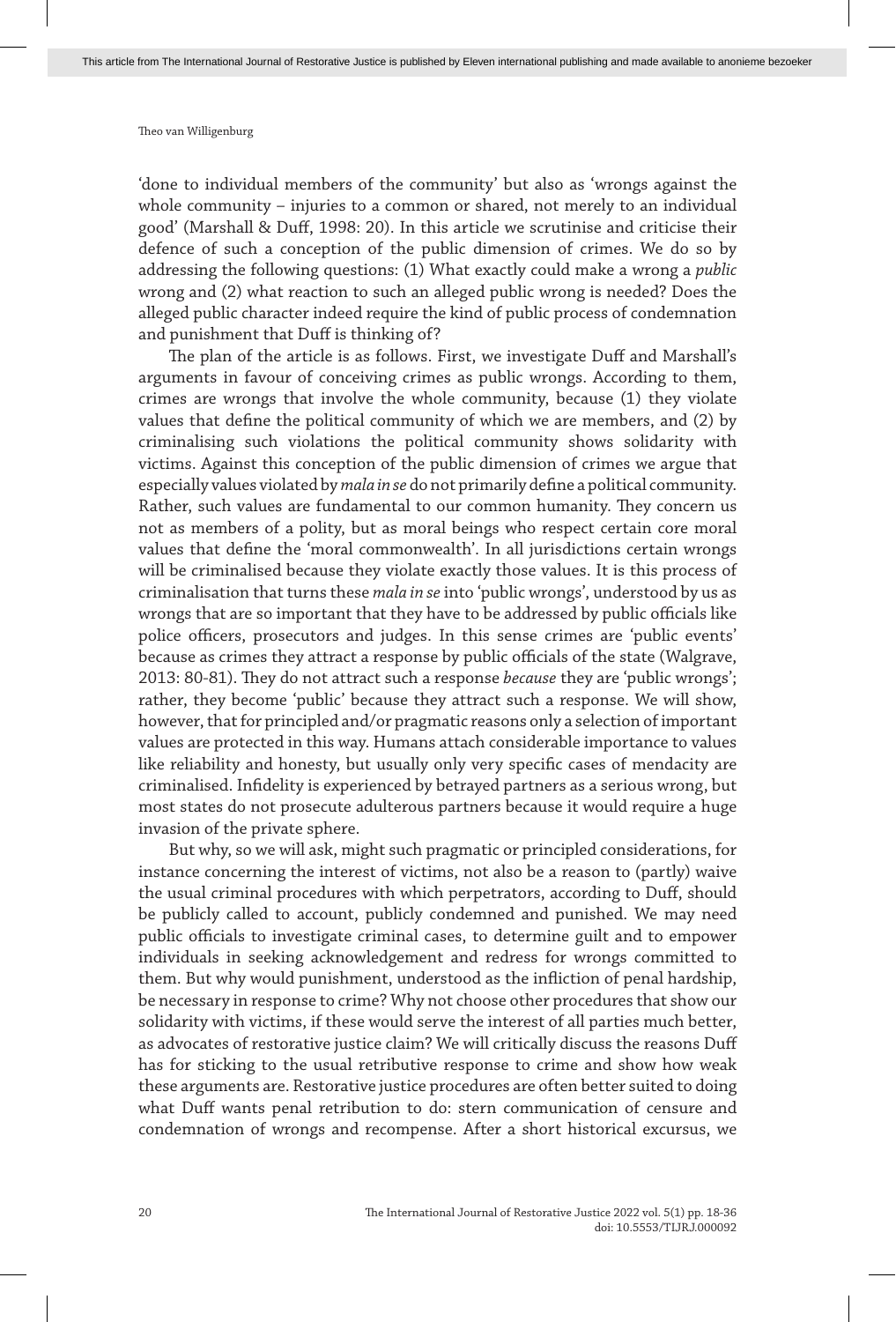'done to individual members of the community' but also as 'wrongs against the whole community – injuries to a common or shared, not merely to an individual good' (Marshall & Duff, 1998: 20). In this article we scrutinise and criticise their defence of such a conception of the public dimension of crimes. We do so by addressing the following questions: (1) What exactly could make a wrong a *public* wrong and (2) what reaction to such an alleged public wrong is needed? Does the alleged public character indeed require the kind of public process of condemnation and punishment that Duff is thinking of?

The plan of the article is as follows. First, we investigate Duff and Marshall's arguments in favour of conceiving crimes as public wrongs. According to them, crimes are wrongs that involve the whole community, because (1) they violate values that define the political community of which we are members, and (2) by criminalising such violations the political community shows solidarity with victims. Against this conception of the public dimension of crimes we argue that especially values violated by *mala in se* do not primarily define a political community. Rather, such values are fundamental to our common humanity. They concern us not as members of a polity, but as moral beings who respect certain core moral values that define the 'moral commonwealth'. In all jurisdictions certain wrongs will be criminalised because they violate exactly those values. It is this process of criminalisation that turns these *mala in se* into 'public wrongs', understood by us as wrongs that are so important that they have to be addressed by public officials like police officers, prosecutors and judges. In this sense crimes are 'public events' because as crimes they attract a response by public officials of the state (Walgrave, 2013: 80-81). They do not attract such a response *because* they are 'public wrongs'; rather, they become 'public' because they attract such a response. We will show, however, that for principled and/or pragmatic reasons only a selection of important values are protected in this way. Humans attach considerable importance to values like reliability and honesty, but usually only very specific cases of mendacity are criminalised. Infidelity is experienced by betrayed partners as a serious wrong, but most states do not prosecute adulterous partners because it would require a huge invasion of the private sphere.

But why, so we will ask, might such pragmatic or principled considerations, for instance concerning the interest of victims, not also be a reason to (partly) waive the usual criminal procedures with which perpetrators, according to Duff, should be publicly called to account, publicly condemned and punished. We may need public officials to investigate criminal cases, to determine guilt and to empower individuals in seeking acknowledgement and redress for wrongs committed to them. But why would punishment, understood as the infliction of penal hardship, be necessary in response to crime? Why not choose other procedures that show our solidarity with victims, if these would serve the interest of all parties much better, as advocates of restorative justice claim? We will critically discuss the reasons Duff has for sticking to the usual retributive response to crime and show how weak these arguments are. Restorative justice procedures are often better suited to doing what Duff wants penal retribution to do: stern communication of censure and condemnation of wrongs and recompense. After a short historical excursus, we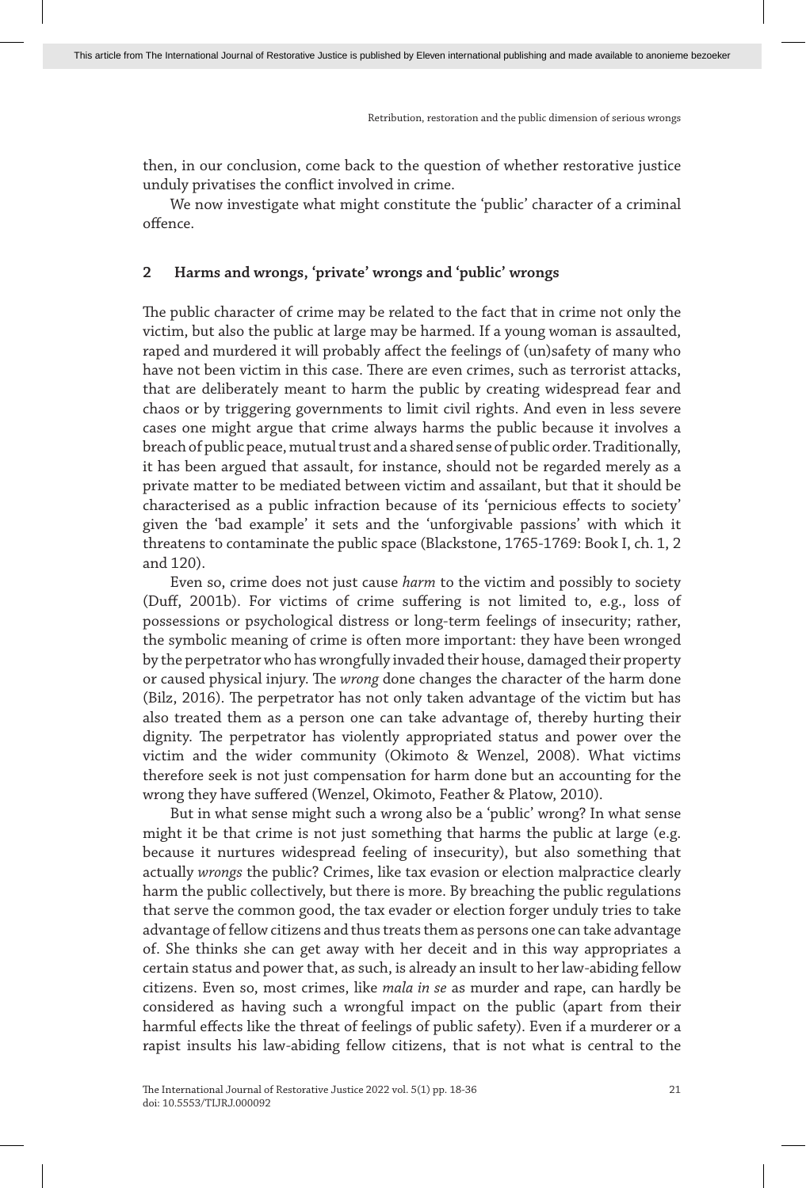then, in our conclusion, come back to the question of whether restorative justice unduly privatises the conflict involved in crime.

We now investigate what might constitute the 'public' character of a criminal offence.

## 2 Harms and wrongs, 'private' wrongs and 'public' wrongs

The public character of crime may be related to the fact that in crime not only the victim, but also the public at large may be harmed. If a young woman is assaulted, raped and murdered it will probably affect the feelings of (un)safety of many who have not been victim in this case. There are even crimes, such as terrorist attacks, that are deliberately meant to harm the public by creating widespread fear and chaos or by triggering governments to limit civil rights. And even in less severe cases one might argue that crime always harms the public because it involves a breach of public peace, mutual trust and a shared sense of public order. Traditionally, it has been argued that assault, for instance, should not be regarded merely as a private matter to be mediated between victim and assailant, but that it should be characterised as a public infraction because of its 'pernicious effects to society' given the 'bad example' it sets and the 'unforgivable passions' with which it threatens to contaminate the public space (Blackstone, 1765-1769: Book I, ch. 1, 2 and 120).

Even so, crime does not just cause *harm* to the victim and possibly to society (Duff, 2001b). For victims of crime suffering is not limited to, e.g., loss of possessions or psychological distress or long-term feelings of insecurity; rather, the symbolic meaning of crime is often more important: they have been wronged by the perpetrator who has wrongfully invaded their house, damaged their property or caused physical injury. The *wrong* done changes the character of the harm done (Bilz, 2016). The perpetrator has not only taken advantage of the victim but has also treated them as a person one can take advantage of, thereby hurting their dignity. The perpetrator has violently appropriated status and power over the victim and the wider community (Okimoto & Wenzel, 2008). What victims therefore seek is not just compensation for harm done but an accounting for the wrong they have suffered (Wenzel, Okimoto, Feather & Platow, 2010).

But in what sense might such a wrong also be a 'public' wrong? In what sense might it be that crime is not just something that harms the public at large (e.g. because it nurtures widespread feeling of insecurity), but also something that actually *wrongs* the public? Crimes, like tax evasion or election malpractice clearly harm the public collectively, but there is more. By breaching the public regulations that serve the common good, the tax evader or election forger unduly tries to take advantage of fellow citizens and thus treats them as persons one can take advantage of. She thinks she can get away with her deceit and in this way appropriates a certain status and power that, as such, is already an insult to her law-abiding fellow citizens. Even so, most crimes, like *mala in se* as murder and rape, can hardly be considered as having such a wrongful impact on the public (apart from their harmful effects like the threat of feelings of public safety). Even if a murderer or a rapist insults his law-abiding fellow citizens, that is not what is central to the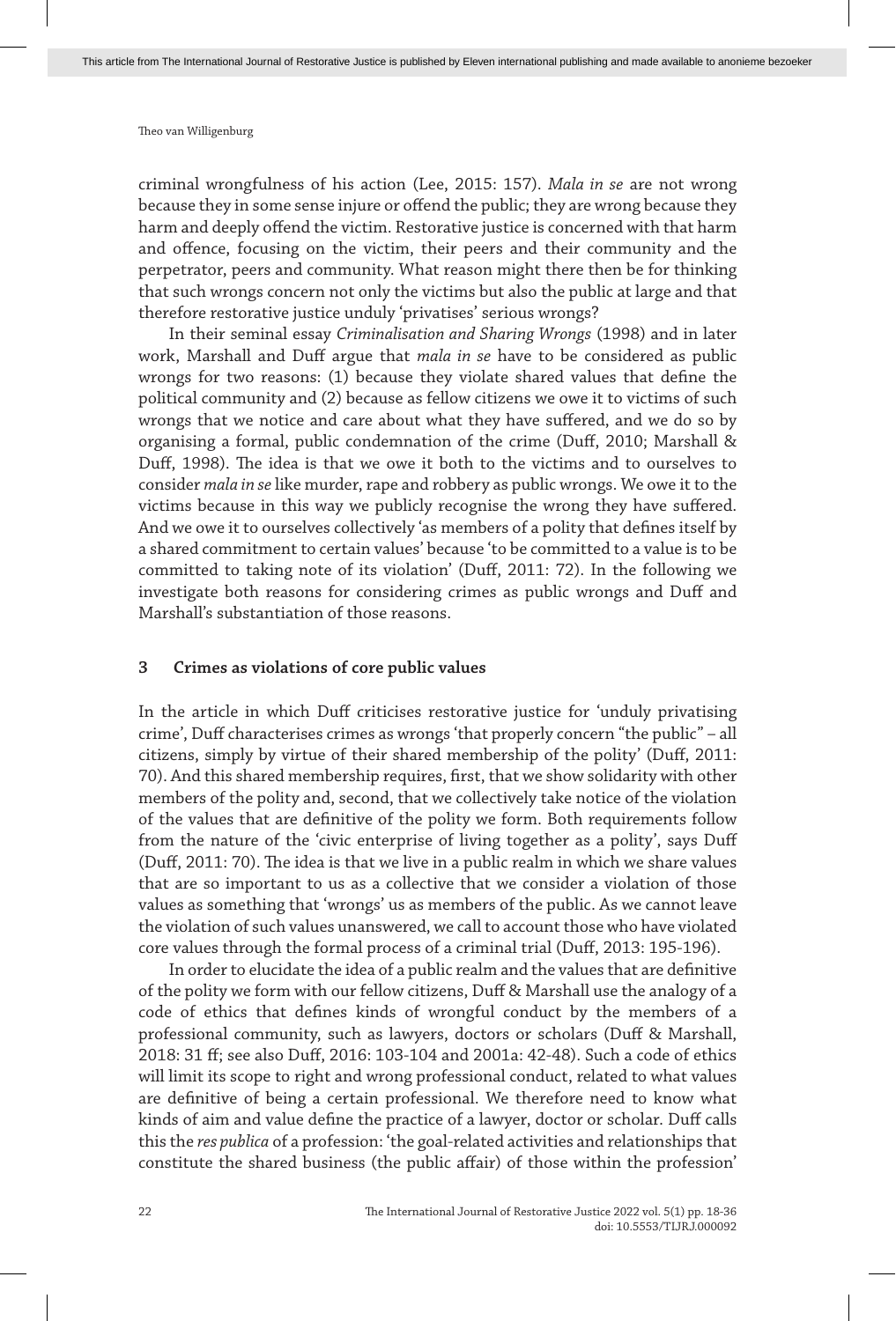criminal wrongfulness of his action (Lee, 2015: 157). *Mala in se* are not wrong because they in some sense injure or offend the public; they are wrong because they harm and deeply offend the victim. Restorative justice is concerned with that harm and offence, focusing on the victim, their peers and their community and the perpetrator, peers and community. What reason might there then be for thinking that such wrongs concern not only the victims but also the public at large and that therefore restorative justice unduly 'privatises' serious wrongs?

In their seminal essay *Criminalisation and Sharing Wrongs* (1998) and in later work, Marshall and Duff argue that *mala in se* have to be considered as public wrongs for two reasons: (1) because they violate shared values that define the political community and (2) because as fellow citizens we owe it to victims of such wrongs that we notice and care about what they have suffered, and we do so by organising a formal, public condemnation of the crime (Duff, 2010; Marshall & Duff, 1998). The idea is that we owe it both to the victims and to ourselves to consider *mala in se* like murder, rape and robbery as public wrongs. We owe it to the victims because in this way we publicly recognise the wrong they have suffered. And we owe it to ourselves collectively 'as members of a polity that defines itself by a shared commitment to certain values' because 'to be committed to a value is to be committed to taking note of its violation' (Duff, 2011: 72). In the following we investigate both reasons for considering crimes as public wrongs and Duff and Marshall's substantiation of those reasons.

## 3 Crimes as violations of core public values

In the article in which Duff criticises restorative justice for 'unduly privatising crime', Duff characterises crimes as wrongs 'that properly concern "the public" – all citizens, simply by virtue of their shared membership of the polity' (Duff, 2011: 70). And this shared membership requires, first, that we show solidarity with other members of the polity and, second, that we collectively take notice of the violation of the values that are definitive of the polity we form. Both requirements follow from the nature of the 'civic enterprise of living together as a polity', says Duff (Duff, 2011: 70). The idea is that we live in a public realm in which we share values that are so important to us as a collective that we consider a violation of those values as something that 'wrongs' us as members of the public. As we cannot leave the violation of such values unanswered, we call to account those who have violated core values through the formal process of a criminal trial (Duff, 2013: 195-196).

In order to elucidate the idea of a public realm and the values that are definitive of the polity we form with our fellow citizens, Duff & Marshall use the analogy of a code of ethics that defines kinds of wrongful conduct by the members of a professional community, such as lawyers, doctors or scholars (Duff & Marshall, 2018: 31 ff; see also Duff, 2016: 103-104 and 2001a: 42-48). Such a code of ethics will limit its scope to right and wrong professional conduct, related to what values are definitive of being a certain professional. We therefore need to know what kinds of aim and value define the practice of a lawyer, doctor or scholar. Duff calls this the *res publica* of a profession: 'the goal-related activities and relationships that constitute the shared business (the public affair) of those within the profession'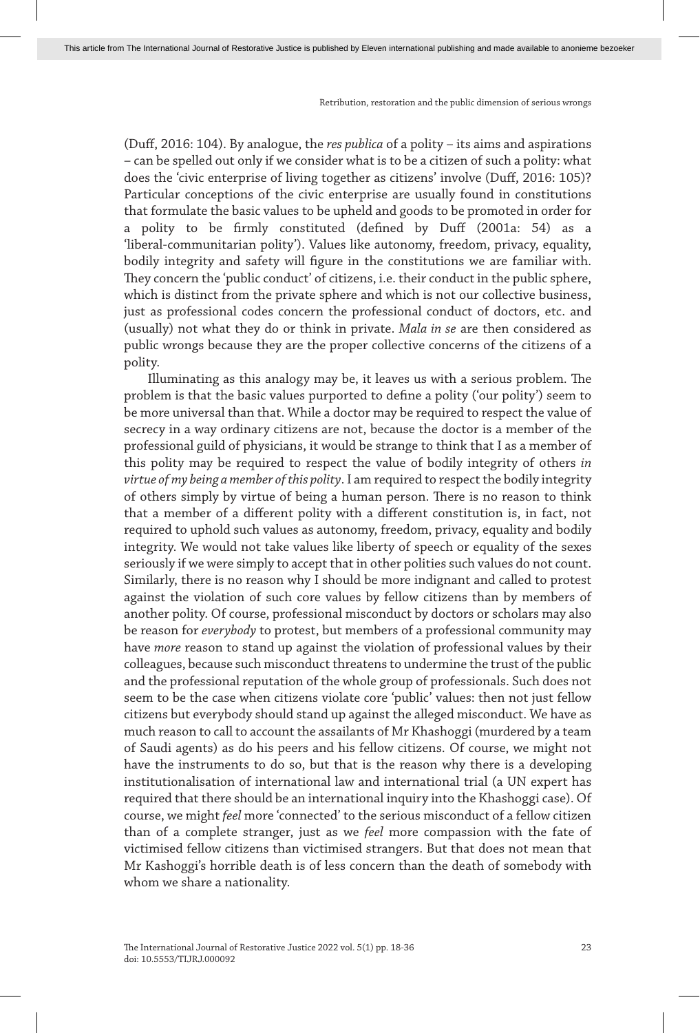(Duff, 2016: 104). By analogue, the *res publica* of a polity – its aims and aspirations – can be spelled out only if we consider what is to be a citizen of such a polity: what does the 'civic enterprise of living together as citizens' involve (Duff, 2016: 105)? Particular conceptions of the civic enterprise are usually found in constitutions that formulate the basic values to be upheld and goods to be promoted in order for a polity to be firmly constituted (defined by Duff (2001a: 54) as a 'liberal-communitarian polity'). Values like autonomy, freedom, privacy, equality, bodily integrity and safety will figure in the constitutions we are familiar with. They concern the 'public conduct' of citizens, i.e. their conduct in the public sphere, which is distinct from the private sphere and which is not our collective business, just as professional codes concern the professional conduct of doctors, etc. and (usually) not what they do or think in private. *Mala in se* are then considered as public wrongs because they are the proper collective concerns of the citizens of a polity.

Illuminating as this analogy may be, it leaves us with a serious problem. The problem is that the basic values purported to define a polity ('our polity') seem to be more universal than that. While a doctor may be required to respect the value of secrecy in a way ordinary citizens are not, because the doctor is a member of the professional guild of physicians, it would be strange to think that I as a member of this polity may be required to respect the value of bodily integrity of others *in virtue of my being a member of this polity*. I am required to respect the bodily integrity of others simply by virtue of being a human person. There is no reason to think that a member of a different polity with a different constitution is, in fact, not required to uphold such values as autonomy, freedom, privacy, equality and bodily integrity. We would not take values like liberty of speech or equality of the sexes seriously if we were simply to accept that in other polities such values do not count. Similarly, there is no reason why I should be more indignant and called to protest against the violation of such core values by fellow citizens than by members of another polity. Of course, professional misconduct by doctors or scholars may also be reason for *everybody* to protest, but members of a professional community may have *more* reason to stand up against the violation of professional values by their colleagues, because such misconduct threatens to undermine the trust of the public and the professional reputation of the whole group of professionals. Such does not seem to be the case when citizens violate core 'public' values: then not just fellow citizens but everybody should stand up against the alleged misconduct. We have as much reason to call to account the assailants of Mr Khashoggi (murdered by a team of Saudi agents) as do his peers and his fellow citizens. Of course, we might not have the instruments to do so, but that is the reason why there is a developing institutionalisation of international law and international trial (a UN expert has required that there should be an international inquiry into the Khashoggi case). Of course, we might *feel* more 'connected' to the serious misconduct of a fellow citizen than of a complete stranger, just as we *feel* more compassion with the fate of victimised fellow citizens than victimised strangers. But that does not mean that Mr Kashoggi's horrible death is of less concern than the death of somebody with whom we share a nationality.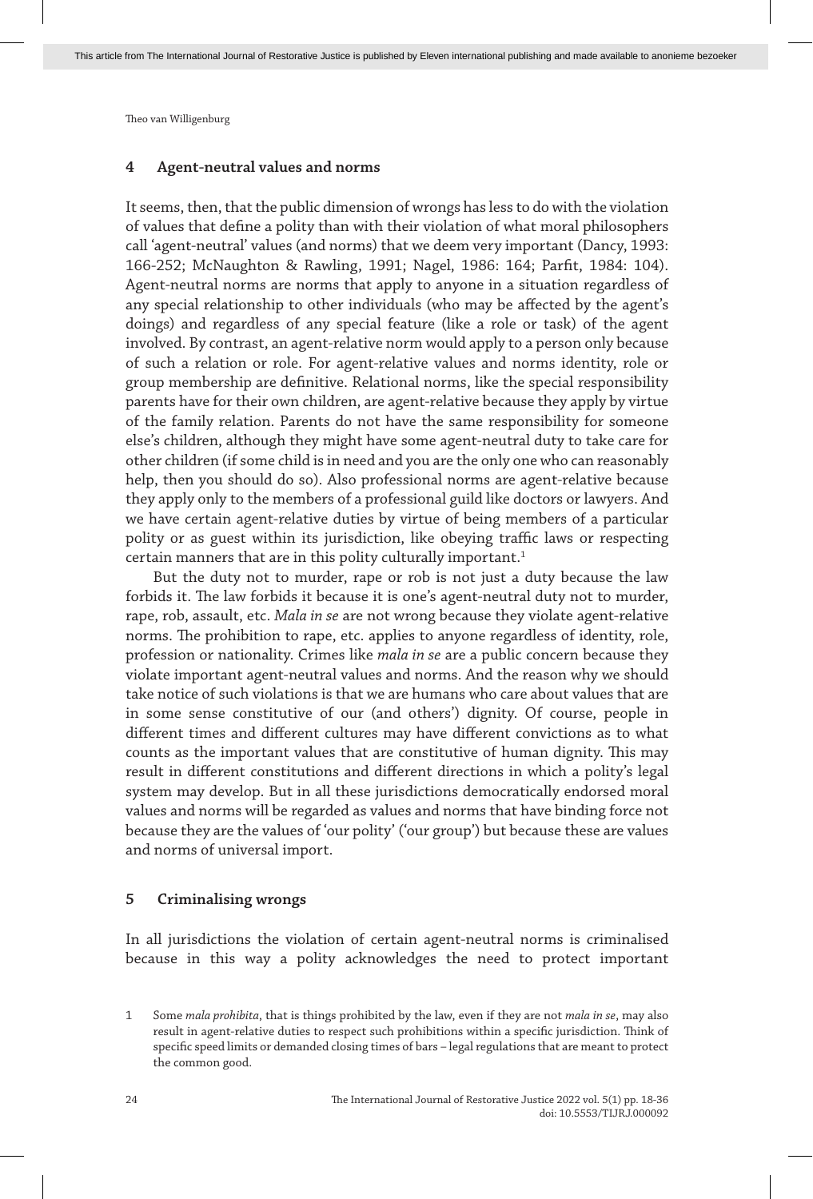## 4 Agent-neutral values and norms

It seems, then, that the public dimension of wrongs has less to do with the violation of values that define a polity than with their violation of what moral philosophers call 'agent-neutral' values (and norms) that we deem very important (Dancy, 1993: 166-252; McNaughton & Rawling, 1991; Nagel, 1986: 164; Parfit, 1984: 104). Agent-neutral norms are norms that apply to anyone in a situation regardless of any special relationship to other individuals (who may be affected by the agent's doings) and regardless of any special feature (like a role or task) of the agent involved. By contrast, an agent-relative norm would apply to a person only because of such a relation or role. For agent-relative values and norms identity, role or group membership are definitive. Relational norms, like the special responsibility parents have for their own children, are agent-relative because they apply by virtue of the family relation. Parents do not have the same responsibility for someone else's children, although they might have some agent-neutral duty to take care for other children (if some child is in need and you are the only one who can reasonably help, then you should do so). Also professional norms are agent-relative because they apply only to the members of a professional guild like doctors or lawyers. And we have certain agent-relative duties by virtue of being members of a particular polity or as guest within its jurisdiction, like obeying traffic laws or respecting certain manners that are in this polity culturally important.[1]

But the duty not to murder, rape or rob is not just a duty because the law forbids it. The law forbids it because it is one's agent-neutral duty not to murder, rape, rob, assault, etc. *Mala in se* are not wrong because they violate agent-relative norms. The prohibition to rape, etc. applies to anyone regardless of identity, role, profession or nationality. Crimes like *mala in se* are a public concern because they violate important agent-neutral values and norms. And the reason why we should take notice of such violations is that we are humans who care about values that are in some sense constitutive of our (and others') dignity. Of course, people in different times and different cultures may have different convictions as to what counts as the important values that are constitutive of human dignity. This may result in different constitutions and different directions in which a polity's legal system may develop. But in all these jurisdictions democratically endorsed moral values and norms will be regarded as values and norms that have binding force not because they are the values of 'our polity' ('our group') but because these are values and norms of universal import.

## 5 Criminalising wrongs

In all jurisdictions the violation of certain agent-neutral norms is criminalised because in this way a polity acknowledges the need to protect important

1 Some *mala prohibita*, that is things prohibited by the law, even if they are not *mala in se*, may also result in agent-relative duties to respect such prohibitions within a specific jurisdiction. Think of specific speed limits or demanded closing times of bars – legal regulations that are meant to protect the common good.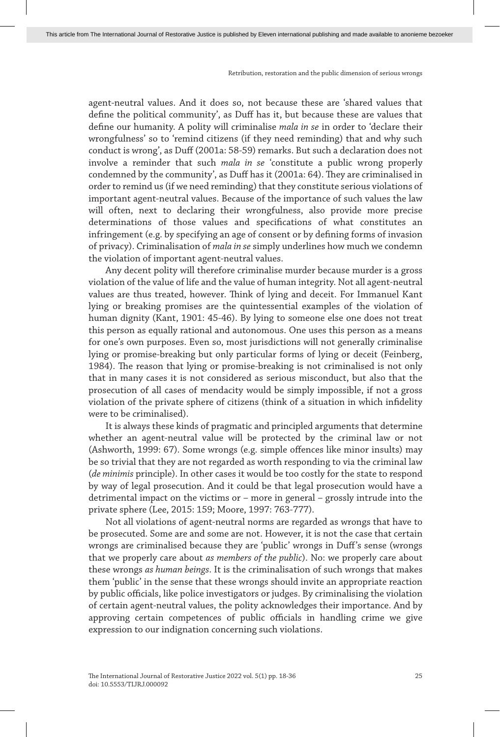agent-neutral values. And it does so, not because these are 'shared values that define the political community', as Duff has it, but because these are values that define our humanity. A polity will criminalise *mala in se* in order to 'declare their wrongfulness' so to 'remind citizens (if they need reminding) that and why such conduct is wrong', as Duff (2001a: 58-59) remarks. But such a declaration does not involve a reminder that such *mala in se* 'constitute a public wrong properly condemned by the community', as Duff has it (2001a: 64). They are criminalised in order to remind us (if we need reminding) that they constitute serious violations of important agent-neutral values. Because of the importance of such values the law will often, next to declaring their wrongfulness, also provide more precise determinations of those values and specifications of what constitutes an infringement (e.g. by specifying an age of consent or by defining forms of invasion of privacy). Criminalisation of *mala in se* simply underlines how much we condemn the violation of important agent-neutral values.

Any decent polity will therefore criminalise murder because murder is a gross violation of the value of life and the value of human integrity. Not all agent-neutral values are thus treated, however. Think of lying and deceit. For Immanuel Kant lying or breaking promises are the quintessential examples of the violation of human dignity (Kant, 1901: 45-46). By lying to someone else one does not treat this person as equally rational and autonomous. One uses this person as a means for one's own purposes. Even so, most jurisdictions will not generally criminalise lying or promise-breaking but only particular forms of lying or deceit (Feinberg, 1984). The reason that lying or promise-breaking is not criminalised is not only that in many cases it is not considered as serious misconduct, but also that the prosecution of all cases of mendacity would be simply impossible, if not a gross violation of the private sphere of citizens (think of a situation in which infidelity were to be criminalised).

It is always these kinds of pragmatic and principled arguments that determine whether an agent-neutral value will be protected by the criminal law or not (Ashworth, 1999: 67). Some wrongs (e.g. simple offences like minor insults) may be so trivial that they are not regarded as worth responding to via the criminal law (*de minimis* principle). In other cases it would be too costly for the state to respond by way of legal prosecution. And it could be that legal prosecution would have a detrimental impact on the victims or – more in general – grossly intrude into the private sphere (Lee, 2015: 159; Moore, 1997: 763-777).

Not all violations of agent-neutral norms are regarded as wrongs that have to be prosecuted. Some are and some are not. However, it is not the case that certain wrongs are criminalised because they are 'public' wrongs in Duff's sense (wrongs that we properly care about *as members of the public*). No: we properly care about these wrongs *as human beings*. It is the criminalisation of such wrongs that makes them 'public' in the sense that these wrongs should invite an appropriate reaction by public officials, like police investigators or judges. By criminalising the violation of certain agent-neutral values, the polity acknowledges their importance. And by approving certain competences of public officials in handling crime we give expression to our indignation concerning such violations.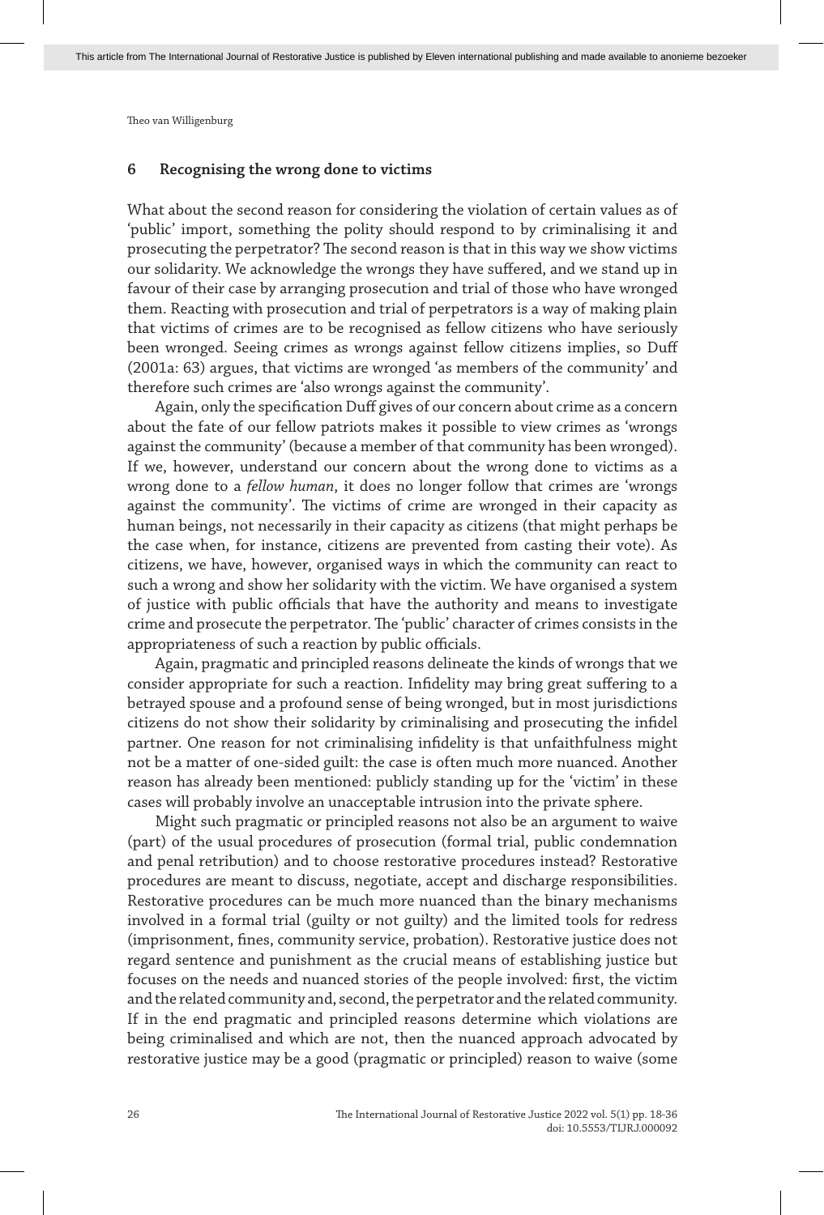## 6 Recognising the wrong done to victims

What about the second reason for considering the violation of certain values as of 'public' import, something the polity should respond to by criminalising it and prosecuting the perpetrator? The second reason is that in this way we show victims our solidarity. We acknowledge the wrongs they have suffered, and we stand up in favour of their case by arranging prosecution and trial of those who have wronged them. Reacting with prosecution and trial of perpetrators is a way of making plain that victims of crimes are to be recognised as fellow citizens who have seriously been wronged. Seeing crimes as wrongs against fellow citizens implies, so Duff (2001a: 63) argues, that victims are wronged 'as members of the community' and therefore such crimes are 'also wrongs against the community'.

Again, only the specification Duff gives of our concern about crime as a concern about the fate of our fellow patriots makes it possible to view crimes as 'wrongs against the community' (because a member of that community has been wronged). If we, however, understand our concern about the wrong done to victims as a wrong done to a *fellow human*, it does no longer follow that crimes are 'wrongs against the community'. The victims of crime are wronged in their capacity as human beings, not necessarily in their capacity as citizens (that might perhaps be the case when, for instance, citizens are prevented from casting their vote). As citizens, we have, however, organised ways in which the community can react to such a wrong and show her solidarity with the victim. We have organised a system of justice with public officials that have the authority and means to investigate crime and prosecute the perpetrator. The 'public' character of crimes consists in the appropriateness of such a reaction by public officials.

Again, pragmatic and principled reasons delineate the kinds of wrongs that we consider appropriate for such a reaction. Infidelity may bring great suffering to a betrayed spouse and a profound sense of being wronged, but in most jurisdictions citizens do not show their solidarity by criminalising and prosecuting the infidel partner. One reason for not criminalising infidelity is that unfaithfulness might not be a matter of one-sided guilt: the case is often much more nuanced. Another reason has already been mentioned: publicly standing up for the 'victim' in these cases will probably involve an unacceptable intrusion into the private sphere.

Might such pragmatic or principled reasons not also be an argument to waive (part) of the usual procedures of prosecution (formal trial, public condemnation and penal retribution) and to choose restorative procedures instead? Restorative procedures are meant to discuss, negotiate, accept and discharge responsibilities. Restorative procedures can be much more nuanced than the binary mechanisms involved in a formal trial (guilty or not guilty) and the limited tools for redress (imprisonment, fines, community service, probation). Restorative justice does not regard sentence and punishment as the crucial means of establishing justice but focuses on the needs and nuanced stories of the people involved: first, the victim and the related community and, second, the perpetrator and the related community. If in the end pragmatic and principled reasons determine which violations are being criminalised and which are not, then the nuanced approach advocated by restorative justice may be a good (pragmatic or principled) reason to waive (some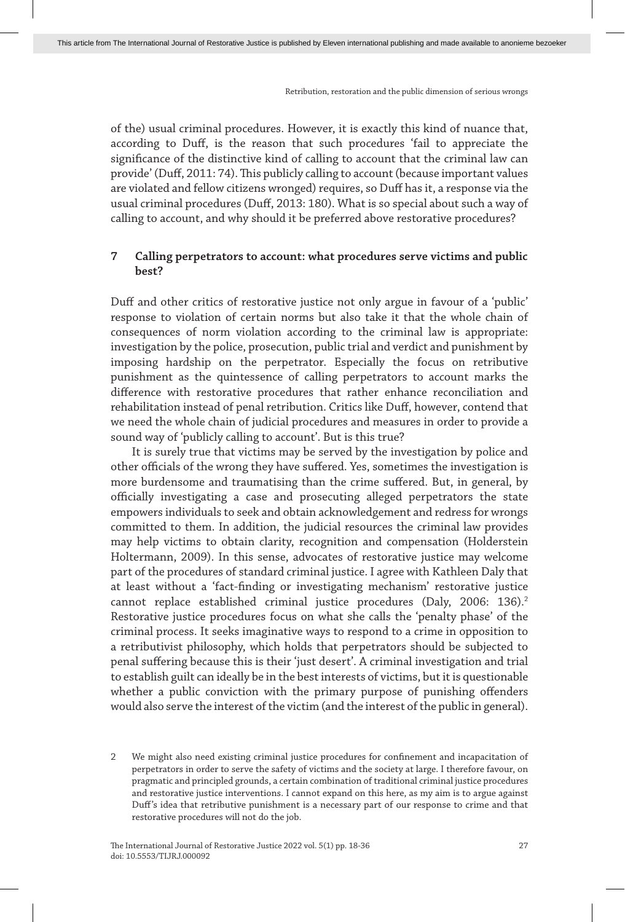of the) usual criminal procedures. However, it is exactly this kind of nuance that, according to Duff, is the reason that such procedures 'fail to appreciate the significance of the distinctive kind of calling to account that the criminal law can provide' (Duff, 2011: 74). This publicly calling to account (because important values are violated and fellow citizens wronged) requires, so Duff has it, a response via the usual criminal procedures (Duff, 2013: 180). What is so special about such a way of calling to account, and why should it be preferred above restorative procedures?

## 7 Calling perpetrators to account: what procedures serve victims and public best?

Duff and other critics of restorative justice not only argue in favour of a 'public' response to violation of certain norms but also take it that the whole chain of consequences of norm violation according to the criminal law is appropriate: investigation by the police, prosecution, public trial and verdict and punishment by imposing hardship on the perpetrator. Especially the focus on retributive punishment as the quintessence of calling perpetrators to account marks the difference with restorative procedures that rather enhance reconciliation and rehabilitation instead of penal retribution. Critics like Duff, however, contend that we need the whole chain of judicial procedures and measures in order to provide a sound way of 'publicly calling to account'. But is this true?

It is surely true that victims may be served by the investigation by police and other officials of the wrong they have suffered. Yes, sometimes the investigation is more burdensome and traumatising than the crime suffered. But, in general, by officially investigating a case and prosecuting alleged perpetrators the state empowers individuals to seek and obtain acknowledgement and redress for wrongs committed to them. In addition, the judicial resources the criminal law provides may help victims to obtain clarity, recognition and compensation (Holderstein Holtermann, 2009). In this sense, advocates of restorative justice may welcome part of the procedures of standard criminal justice. I agree with Kathleen Daly that at least without a 'fact-finding or investigating mechanism' restorative justice cannot replace established criminal justice procedures (Daly, 2006: 136).[2] Restorative justice procedures focus on what she calls the 'penalty phase' of the criminal process. It seeks imaginative ways to respond to a crime in opposition to a retributivist philosophy, which holds that perpetrators should be subjected to penal suffering because this is their 'just desert'. A criminal investigation and trial to establish guilt can ideally be in the best interests of victims, but it is questionable whether a public conviction with the primary purpose of punishing offenders would also serve the interest of the victim (and the interest of the public in general).

2 We might also need existing criminal justice procedures for confinement and incapacitation of perpetrators in order to serve the safety of victims and the society at large. I therefore favour, on pragmatic and principled grounds, a certain combination of traditional criminal justice procedures and restorative justice interventions. I cannot expand on this here, as my aim is to argue against Duff's idea that retributive punishment is a necessary part of our response to crime and that restorative procedures will not do the job.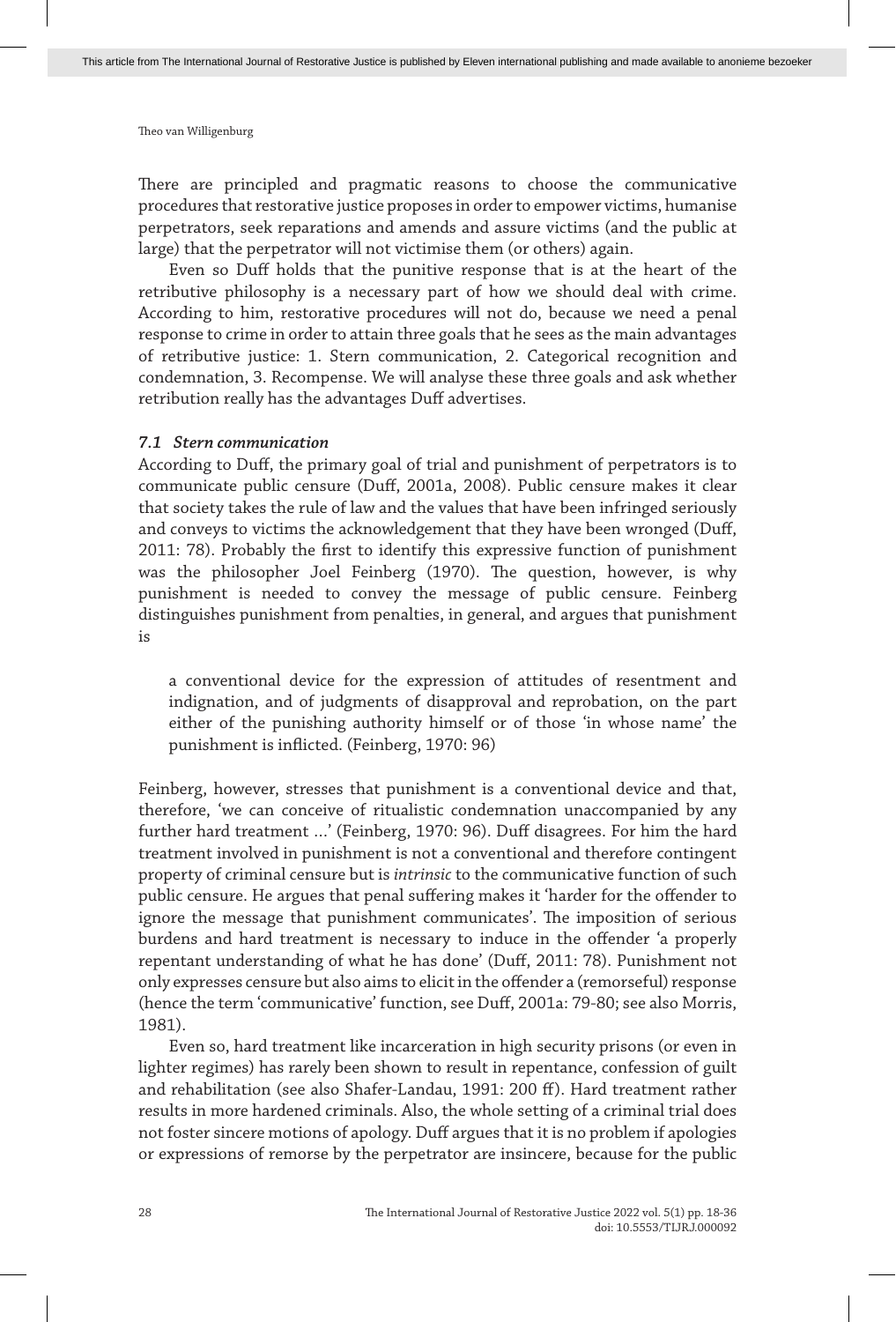There are principled and pragmatic reasons to choose the communicative procedures that restorative justice proposes in order to empower victims, humanise perpetrators, seek reparations and amends and assure victims (and the public at large) that the perpetrator will not victimise them (or others) again.

Even so Duff holds that the punitive response that is at the heart of the retributive philosophy is a necessary part of how we should deal with crime. According to him, restorative procedures will not do, because we need a penal response to crime in order to attain three goals that he sees as the main advantages of retributive justice: 1. Stern communication, 2. Categorical recognition and condemnation, 3. Recompense. We will analyse these three goals and ask whether retribution really has the advantages Duff advertises.

### *7.1 Stern communication*

According to Duff, the primary goal of trial and punishment of perpetrators is to communicate public censure (Duff, 2001a, 2008). Public censure makes it clear that society takes the rule of law and the values that have been infringed seriously and conveys to victims the acknowledgement that they have been wronged (Duff, 2011: 78). Probably the first to identify this expressive function of punishment was the philosopher Joel Feinberg (1970). The question, however, is why punishment is needed to convey the message of public censure. Feinberg distinguishes punishment from penalties, in general, and argues that punishment is

> a conventional device for the expression of attitudes of resentment and indignation, and of judgments of disapproval and reprobation, on the part either of the punishing authority himself or of those 'in whose name' the punishment is inflicted. (Feinberg, 1970: 96)

Feinberg, however, stresses that punishment is a conventional device and that, therefore, 'we can conceive of ritualistic condemnation unaccompanied by any further hard treatment …' (Feinberg, 1970: 96). Duff disagrees. For him the hard treatment involved in punishment is not a conventional and therefore contingent property of criminal censure but is *intrinsic* to the communicative function of such public censure. He argues that penal suffering makes it 'harder for the offender to ignore the message that punishment communicates'. The imposition of serious burdens and hard treatment is necessary to induce in the offender 'a properly repentant understanding of what he has done' (Duff, 2011: 78). Punishment not only expresses censure but also aims to elicit in the offender a (remorseful) response (hence the term 'communicative' function, see Duff, 2001a: 79-80; see also Morris, 1981).

Even so, hard treatment like incarceration in high security prisons (or even in lighter regimes) has rarely been shown to result in repentance, confession of guilt and rehabilitation (see also Shafer-Landau, 1991: 200 ff). Hard treatment rather results in more hardened criminals. Also, the whole setting of a criminal trial does not foster sincere motions of apology. Duff argues that it is no problem if apologies or expressions of remorse by the perpetrator are insincere, because for the public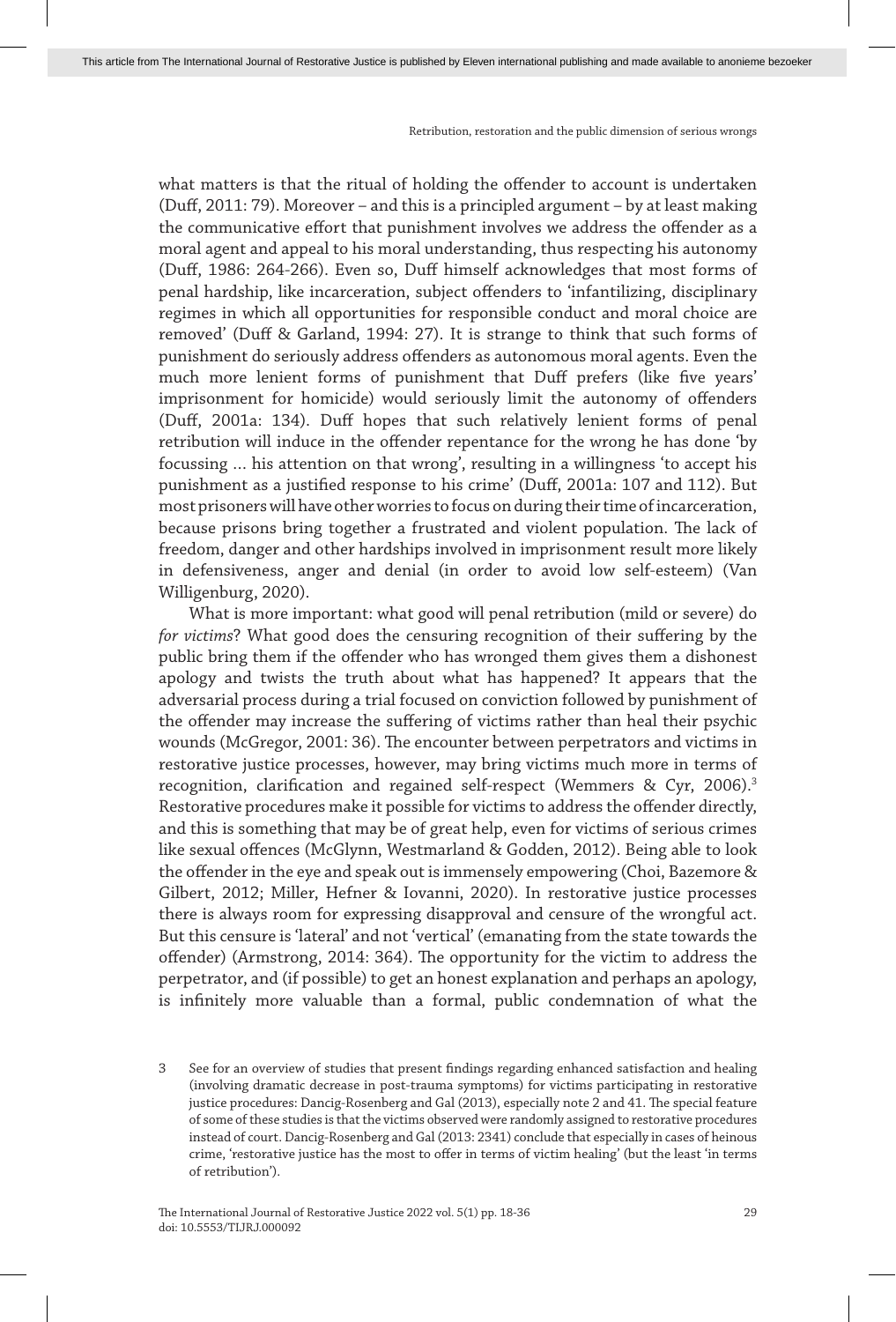what matters is that the ritual of holding the offender to account is undertaken (Duff, 2011: 79). Moreover – and this is a principled argument – by at least making the communicative effort that punishment involves we address the offender as a moral agent and appeal to his moral understanding, thus respecting his autonomy (Duff, 1986: 264-266). Even so, Duff himself acknowledges that most forms of penal hardship, like incarceration, subject offenders to 'infantilizing, disciplinary regimes in which all opportunities for responsible conduct and moral choice are removed' (Duff & Garland, 1994: 27). It is strange to think that such forms of punishment do seriously address offenders as autonomous moral agents. Even the much more lenient forms of punishment that Duff prefers (like five years' imprisonment for homicide) would seriously limit the autonomy of offenders (Duff, 2001a: 134). Duff hopes that such relatively lenient forms of penal retribution will induce in the offender repentance for the wrong he has done 'by focussing … his attention on that wrong', resulting in a willingness 'to accept his punishment as a justified response to his crime' (Duff, 2001a: 107 and 112). But most prisoners will have other worries to focus on during their time of incarceration, because prisons bring together a frustrated and violent population. The lack of freedom, danger and other hardships involved in imprisonment result more likely in defensiveness, anger and denial (in order to avoid low self-esteem) (Van Willigenburg, 2020).

What is more important: what good will penal retribution (mild or severe) do *for victims*? What good does the censuring recognition of their suffering by the public bring them if the offender who has wronged them gives them a dishonest apology and twists the truth about what has happened? It appears that the adversarial process during a trial focused on conviction followed by punishment of the offender may increase the suffering of victims rather than heal their psychic wounds (McGregor, 2001: 36). The encounter between perpetrators and victims in restorative justice processes, however, may bring victims much more in terms of recognition, clarification and regained self-respect (Wemmers & Cyr, 2006).[3] Restorative procedures make it possible for victims to address the offender directly, and this is something that may be of great help, even for victims of serious crimes like sexual offences (McGlynn, Westmarland & Godden, 2012). Being able to look the offender in the eye and speak out is immensely empowering (Choi, Bazemore & Gilbert, 2012; Miller, Hefner & Iovanni, 2020). In restorative justice processes there is always room for expressing disapproval and censure of the wrongful act. But this censure is 'lateral' and not 'vertical' (emanating from the state towards the offender) (Armstrong, 2014: 364). The opportunity for the victim to address the perpetrator, and (if possible) to get an honest explanation and perhaps an apology, is infinitely more valuable than a formal, public condemnation of what the

3 See for an overview of studies that present findings regarding enhanced satisfaction and healing (involving dramatic decrease in post-trauma symptoms) for victims participating in restorative justice procedures: Dancig-Rosenberg and Gal (2013), especially note 2 and 41. The special feature of some of these studies is that the victims observed were randomly assigned to restorative procedures instead of court. Dancig-Rosenberg and Gal (2013: 2341) conclude that especially in cases of heinous crime, 'restorative justice has the most to offer in terms of victim healing' (but the least 'in terms of retribution').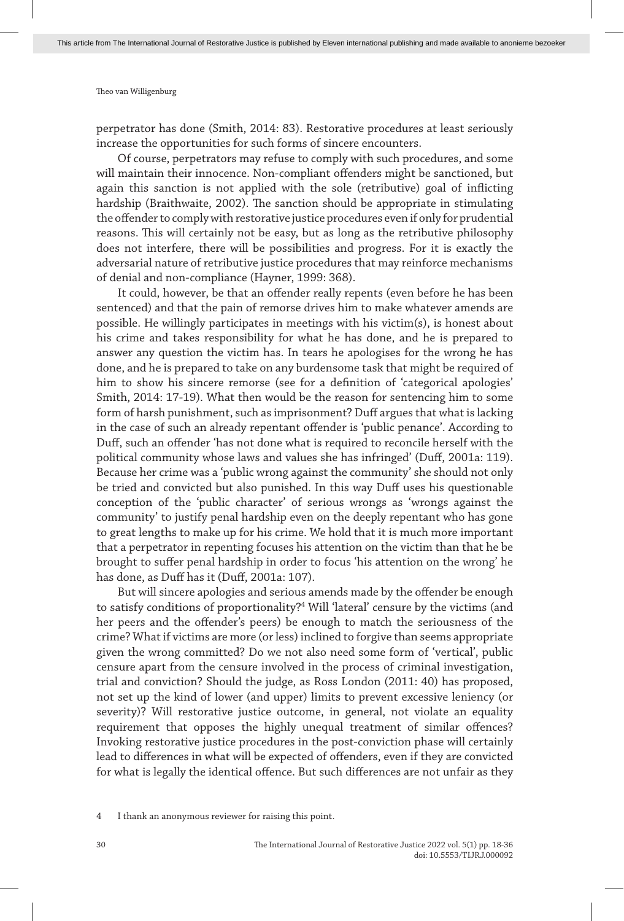perpetrator has done (Smith, 2014: 83). Restorative procedures at least seriously increase the opportunities for such forms of sincere encounters.

Of course, perpetrators may refuse to comply with such procedures, and some will maintain their innocence. Non-compliant offenders might be sanctioned, but again this sanction is not applied with the sole (retributive) goal of inflicting hardship (Braithwaite, 2002). The sanction should be appropriate in stimulating the offender to comply with restorative justice procedures even if only for prudential reasons. This will certainly not be easy, but as long as the retributive philosophy does not interfere, there will be possibilities and progress. For it is exactly the adversarial nature of retributive justice procedures that may reinforce mechanisms of denial and non-compliance (Hayner, 1999: 368).

It could, however, be that an offender really repents (even before he has been sentenced) and that the pain of remorse drives him to make whatever amends are possible. He willingly participates in meetings with his victim(s), is honest about his crime and takes responsibility for what he has done, and he is prepared to answer any question the victim has. In tears he apologises for the wrong he has done, and he is prepared to take on any burdensome task that might be required of him to show his sincere remorse (see for a definition of 'categorical apologies' Smith, 2014: 17-19). What then would be the reason for sentencing him to some form of harsh punishment, such as imprisonment? Duff argues that what is lacking in the case of such an already repentant offender is 'public penance'. According to Duff, such an offender 'has not done what is required to reconcile herself with the political community whose laws and values she has infringed' (Duff, 2001a: 119). Because her crime was a 'public wrong against the community' she should not only be tried and convicted but also punished. In this way Duff uses his questionable conception of the 'public character' of serious wrongs as 'wrongs against the community' to justify penal hardship even on the deeply repentant who has gone to great lengths to make up for his crime. We hold that it is much more important that a perpetrator in repenting focuses his attention on the victim than that he be brought to suffer penal hardship in order to focus 'his attention on the wrong' he has done, as Duff has it (Duff, 2001a: 107).

But will sincere apologies and serious amends made by the offender be enough to satisfy conditions of proportionality?[4] Will 'lateral' censure by the victims (and her peers and the offender's peers) be enough to match the seriousness of the crime? What if victims are more (or less) inclined to forgive than seems appropriate given the wrong committed? Do we not also need some form of 'vertical', public censure apart from the censure involved in the process of criminal investigation, trial and conviction? Should the judge, as Ross London (2011: 40) has proposed, not set up the kind of lower (and upper) limits to prevent excessive leniency (or severity)? Will restorative justice outcome, in general, not violate an equality requirement that opposes the highly unequal treatment of similar offences? Invoking restorative justice procedures in the post-conviction phase will certainly lead to differences in what will be expected of offenders, even if they are convicted for what is legally the identical offence. But such differences are not unfair as they

4 I thank an anonymous reviewer for raising this point.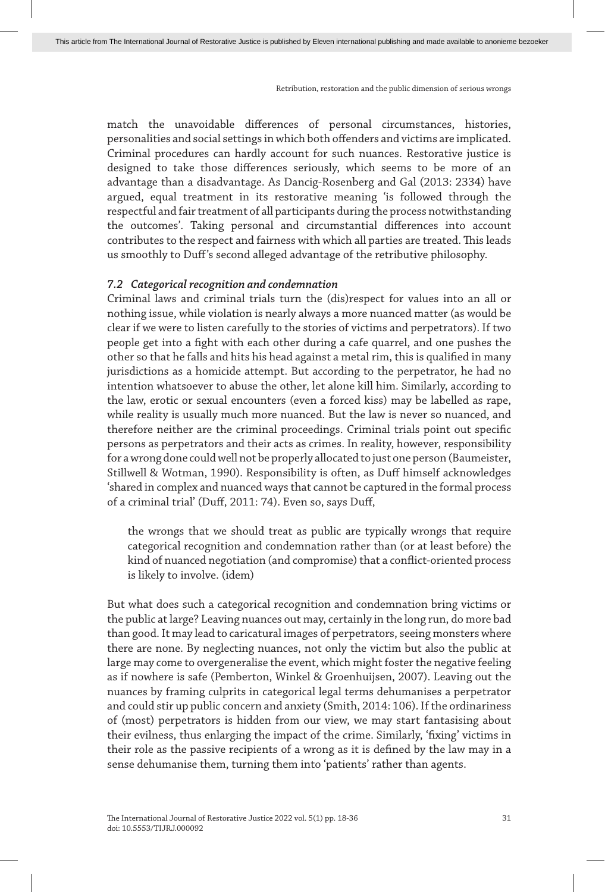match the unavoidable differences of personal circumstances, histories, personalities and social settings in which both offenders and victims are implicated. Criminal procedures can hardly account for such nuances. Restorative justice is designed to take those differences seriously, which seems to be more of an advantage than a disadvantage. As Dancig-Rosenberg and Gal (2013: 2334) have argued, equal treatment in its restorative meaning 'is followed through the respectful and fair treatment of all participants during the process notwithstanding the outcomes'. Taking personal and circumstantial differences into account contributes to the respect and fairness with which all parties are treated. This leads us smoothly to Duff's second alleged advantage of the retributive philosophy.

### *7.2 Categorical recognition and condemnation*

Criminal laws and criminal trials turn the (dis)respect for values into an all or nothing issue, while violation is nearly always a more nuanced matter (as would be clear if we were to listen carefully to the stories of victims and perpetrators). If two people get into a fight with each other during a cafe quarrel, and one pushes the other so that he falls and hits his head against a metal rim, this is qualified in many jurisdictions as a homicide attempt. But according to the perpetrator, he had no intention whatsoever to abuse the other, let alone kill him. Similarly, according to the law, erotic or sexual encounters (even a forced kiss) may be labelled as rape, while reality is usually much more nuanced. But the law is never so nuanced, and therefore neither are the criminal proceedings. Criminal trials point out specific persons as perpetrators and their acts as crimes. In reality, however, responsibility for a wrong done could well not be properly allocated to just one person (Baumeister, Stillwell & Wotman, 1990). Responsibility is often, as Duff himself acknowledges 'shared in complex and nuanced ways that cannot be captured in the formal process of a criminal trial' (Duff, 2011: 74). Even so, says Duff,

> the wrongs that we should treat as public are typically wrongs that require categorical recognition and condemnation rather than (or at least before) the kind of nuanced negotiation (and compromise) that a conflict-oriented process is likely to involve. (idem)

But what does such a categorical recognition and condemnation bring victims or the public at large? Leaving nuances out may, certainly in the long run, do more bad than good. It may lead to caricatural images of perpetrators, seeing monsters where there are none. By neglecting nuances, not only the victim but also the public at large may come to overgeneralise the event, which might foster the negative feeling as if nowhere is safe (Pemberton, Winkel & Groenhuijsen, 2007). Leaving out the nuances by framing culprits in categorical legal terms dehumanises a perpetrator and could stir up public concern and anxiety (Smith, 2014: 106). If the ordinariness of (most) perpetrators is hidden from our view, we may start fantasising about their evilness, thus enlarging the impact of the crime. Similarly, 'fixing' victims in their role as the passive recipients of a wrong as it is defined by the law may in a sense dehumanise them, turning them into 'patients' rather than agents.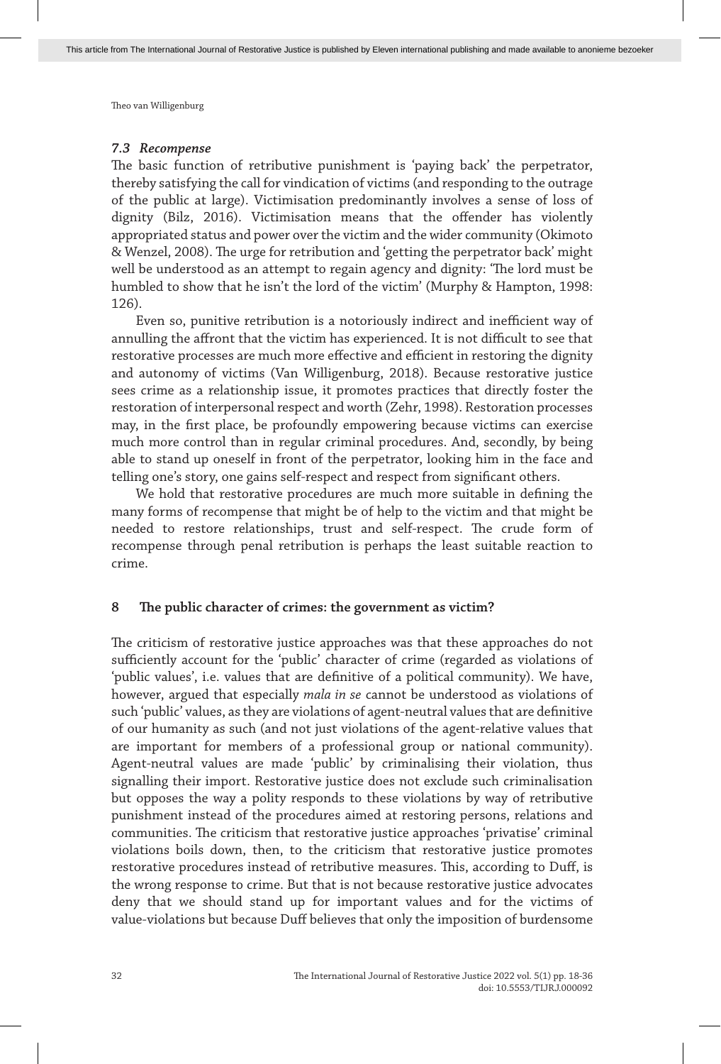### 7.3 *Recompense*

The basic function of retributive punishment is 'paying back' the perpetrator, thereby satisfying the call for vindication of victims (and responding to the outrage of the public at large). Victimisation predominantly involves a sense of loss of dignity (Bilz, 2016). Victimisation means that the offender has violently appropriated status and power over the victim and the wider community (Okimoto & Wenzel, 2008). The urge for retribution and 'getting the perpetrator back' might well be understood as an attempt to regain agency and dignity: 'The lord must be humbled to show that he isn't the lord of the victim' (Murphy & Hampton, 1998: 126).

Even so, punitive retribution is a notoriously indirect and inefficient way of annulling the affront that the victim has experienced. It is not difficult to see that restorative processes are much more effective and efficient in restoring the dignity and autonomy of victims (Van Willigenburg, 2018). Because restorative justice sees crime as a relationship issue, it promotes practices that directly foster the restoration of interpersonal respect and worth (Zehr, 1998). Restoration processes may, in the first place, be profoundly empowering because victims can exercise much more control than in regular criminal procedures. And, secondly, by being able to stand up oneself in front of the perpetrator, looking him in the face and telling one's story, one gains self-respect and respect from significant others.

We hold that restorative procedures are much more suitable in defining the many forms of recompense that might be of help to the victim and that might be needed to restore relationships, trust and self-respect. The crude form of recompense through penal retribution is perhaps the least suitable reaction to crime.

## 8 The public character of crimes: the government as victim?

The criticism of restorative justice approaches was that these approaches do not sufficiently account for the 'public' character of crime (regarded as violations of 'public values', i.e. values that are definitive of a political community). We have, however, argued that especially *mala in se* cannot be understood as violations of such 'public' values, as they are violations of agent-neutral values that are definitive of our humanity as such (and not just violations of the agent-relative values that are important for members of a professional group or national community). Agent-neutral values are made 'public' by criminalising their violation, thus signalling their import. Restorative justice does not exclude such criminalisation but opposes the way a polity responds to these violations by way of retributive punishment instead of the procedures aimed at restoring persons, relations and communities. The criticism that restorative justice approaches 'privatise' criminal violations boils down, then, to the criticism that restorative justice promotes restorative procedures instead of retributive measures. This, according to Duff, is the wrong response to crime. But that is not because restorative justice advocates deny that we should stand up for important values and for the victims of value-violations but because Duff believes that only the imposition of burdensome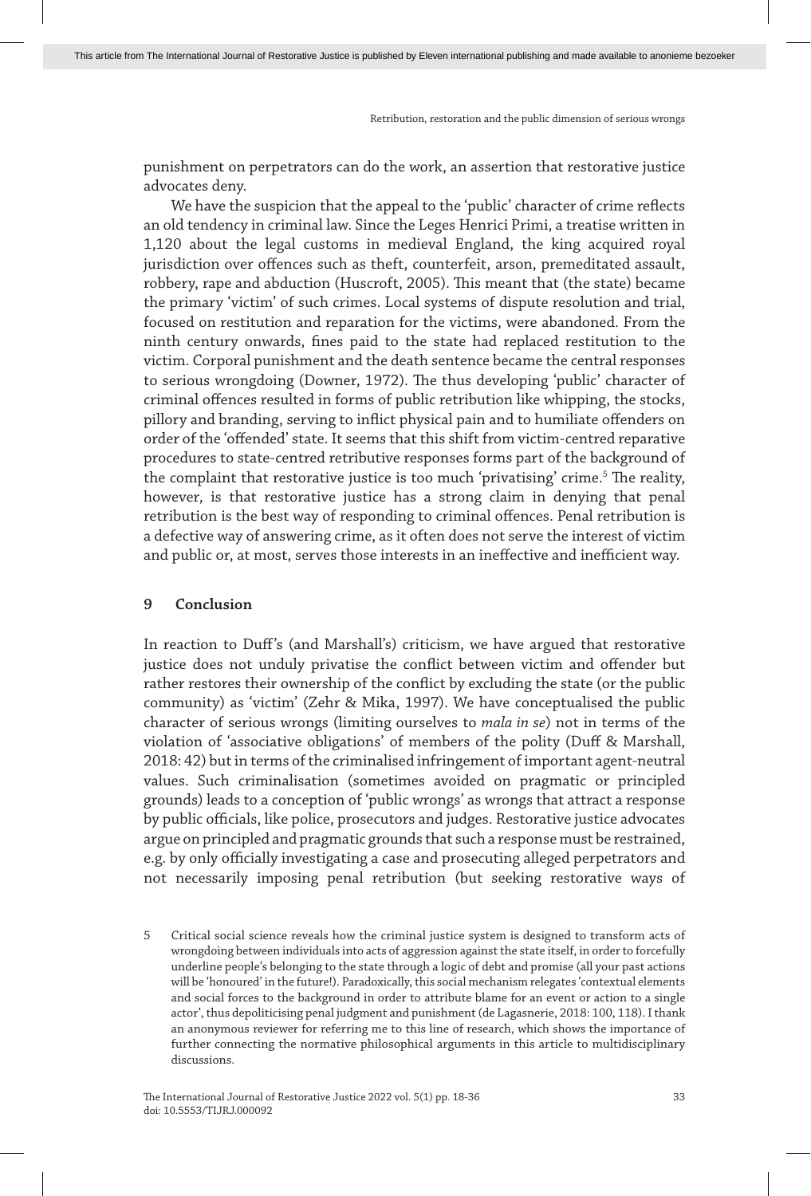punishment on perpetrators can do the work, an assertion that restorative justice advocates deny.

We have the suspicion that the appeal to the 'public' character of crime reflects an old tendency in criminal law. Since the Leges Henrici Primi, a treatise written in 1,120 about the legal customs in medieval England, the king acquired royal jurisdiction over offences such as theft, counterfeit, arson, premeditated assault, robbery, rape and abduction (Huscroft, 2005). This meant that (the state) became the primary 'victim' of such crimes. Local systems of dispute resolution and trial, focused on restitution and reparation for the victims, were abandoned. From the ninth century onwards, fines paid to the state had replaced restitution to the victim. Corporal punishment and the death sentence became the central responses to serious wrongdoing (Downer, 1972). The thus developing 'public' character of criminal offences resulted in forms of public retribution like whipping, the stocks, pillory and branding, serving to inflict physical pain and to humiliate offenders on order of the 'offended' state. It seems that this shift from victim-centred reparative procedures to state-centred retributive responses forms part of the background of the complaint that restorative justice is too much 'privatising' crime.[5] The reality, however, is that restorative justice has a strong claim in denying that penal retribution is the best way of responding to criminal offences. Penal retribution is a defective way of answering crime, as it often does not serve the interest of victim and public or, at most, serves those interests in an ineffective and inefficient way.

## 9 Conclusion

In reaction to Duff's (and Marshall's) criticism, we have argued that restorative justice does not unduly privatise the conflict between victim and offender but rather restores their ownership of the conflict by excluding the state (or the public community) as 'victim' (Zehr & Mika, 1997). We have conceptualised the public character of serious wrongs (limiting ourselves to *mala in se*) not in terms of the violation of 'associative obligations' of members of the polity (Duff & Marshall, 2018: 42) but in terms of the criminalised infringement of important agent-neutral values. Such criminalisation (sometimes avoided on pragmatic or principled grounds) leads to a conception of 'public wrongs' as wrongs that attract a response by public officials, like police, prosecutors and judges. Restorative justice advocates argue on principled and pragmatic grounds that such a response must be restrained, e.g. by only officially investigating a case and prosecuting alleged perpetrators and not necessarily imposing penal retribution (but seeking restorative ways of

5 Critical social science reveals how the criminal justice system is designed to transform acts of wrongdoing between individuals into acts of aggression against the state itself, in order to forcefully underline people's belonging to the state through a logic of debt and promise (all your past actions will be 'honoured' in the future!). Paradoxically, this social mechanism relegates 'contextual elements and social forces to the background in order to attribute blame for an event or action to a single actor', thus depoliticising penal judgment and punishment (de Lagasnerie, 2018: 100, 118). I thank an anonymous reviewer for referring me to this line of research, which shows the importance of further connecting the normative philosophical arguments in this article to multidisciplinary discussions.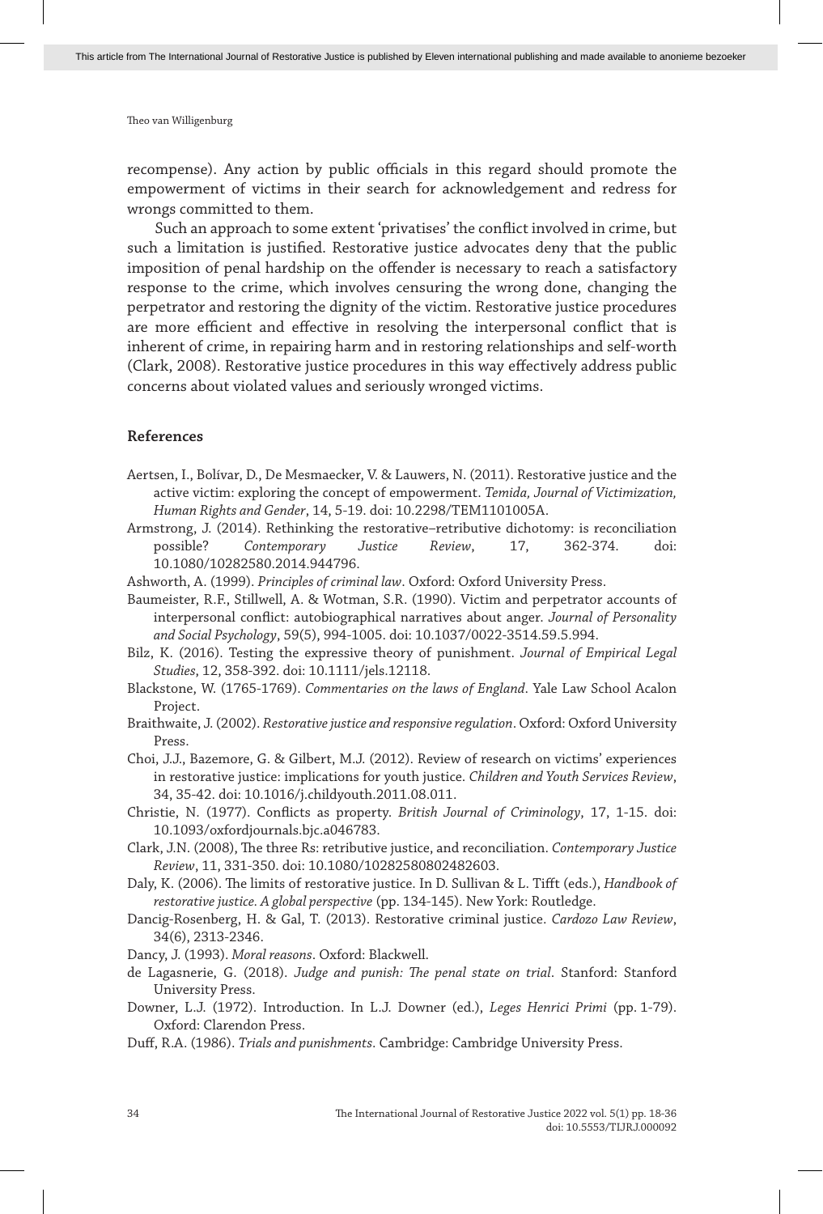recompense). Any action by public officials in this regard should promote the empowerment of victims in their search for acknowledgement and redress for wrongs committed to them.

Such an approach to some extent 'privatises' the conflict involved in crime, but such a limitation is justified. Restorative justice advocates deny that the public imposition of penal hardship on the offender is necessary to reach a satisfactory response to the crime, which involves censuring the wrong done, changing the perpetrator and restoring the dignity of the victim. Restorative justice procedures are more efficient and effective in resolving the interpersonal conflict that is inherent of crime, in repairing harm and in restoring relationships and self-worth (Clark, 2008). Restorative justice procedures in this way effectively address public concerns about violated values and seriously wronged victims.

## References

Aertsen, I., Bolívar, D., De Mesmaecker, V. & Lauwers, N. (2011). Restorative justice and the active victim: exploring the concept of empowerment. *Temida, Journal of Victimization, Human Rights and Gender*, 14, 5-19. doi: 10.2298/TEM1101005A.

Armstrong, J. (2014). Rethinking the restorative–retributive dichotomy: is reconciliation possible? *Contemporary Justice Review*, 17, 362-374. doi: 10.1080/10282580.2014.944796.

Ashworth, A. (1999). *Principles of criminal law*. Oxford: Oxford University Press.

Baumeister, R.F., Stillwell, A. & Wotman, S.R. (1990). Victim and perpetrator accounts of interpersonal conflict: autobiographical narratives about anger. *Journal of Personality and Social Psychology*, 59(5), 994-1005. doi: 10.1037/0022-3514.59.5.994.

Bilz, K. (2016). Testing the expressive theory of punishment. *Journal of Empirical Legal Studies*, 12, 358-392. doi: 10.1111/jels.12118.

Blackstone, W. (1765-1769). *Commentaries on the laws of England*. Yale Law School Acalon Project.

Braithwaite, J. (2002). *Restorative justice and responsive regulation*. Oxford: Oxford University Press.

Choi, J.J., Bazemore, G. & Gilbert, M.J. (2012). Review of research on victims' experiences in restorative justice: implications for youth justice. *Children and Youth Services Review*, 34, 35-42. doi: 10.1016/j.childyouth.2011.08.011.

Christie, N. (1977). Conflicts as property. *British Journal of Criminology*, 17, 1-15. doi: 10.1093/oxfordjournals.bjc.a046783.

Clark, J.N. (2008), The three Rs: retributive justice, and reconciliation. *Contemporary Justice Review*, 11, 331-350. doi: 10.1080/10282580802482603.

Daly, K. (2006). The limits of restorative justice. In D. Sullivan & L. Tifft (eds.), *Handbook of restorative justice. A global perspective* (pp. 134-145). New York: Routledge.

Dancig-Rosenberg, H. & Gal, T. (2013). Restorative criminal justice. *Cardozo Law Review*, 34(6), 2313-2346.

Dancy, J. (1993). *Moral reasons*. Oxford: Blackwell.

de Lagasnerie, G. (2018). *Judge and punish: The penal state on trial*. Stanford: Stanford University Press.

Downer, L.J. (1972). Introduction. In L.J. Downer (ed.), *Leges Henrici Primi* (pp. 1-79). Oxford: Clarendon Press.

Duff, R.A. (1986). *Trials and punishments*. Cambridge: Cambridge University Press.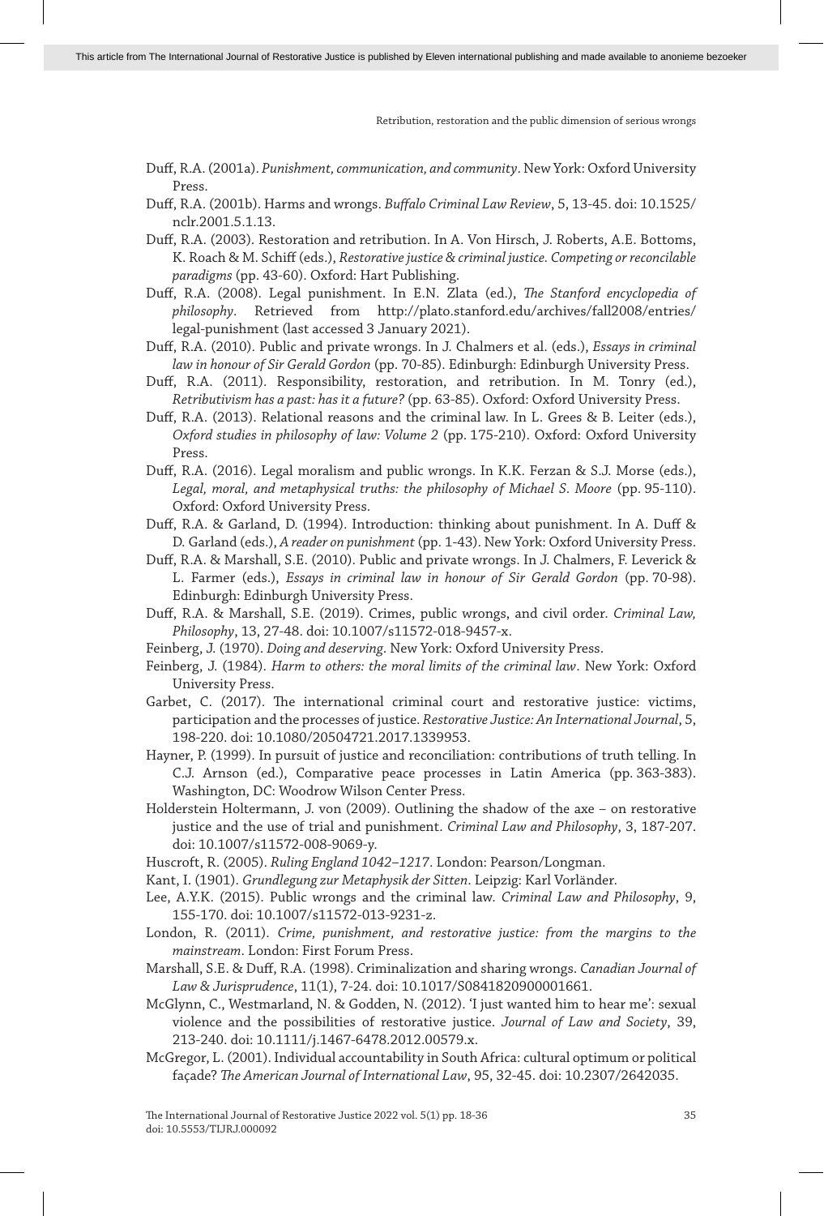Duff, R.A. (2001a). *Punishment, communication, and community*. New York: Oxford University Press.

Duff, R.A. (2001b). Harms and wrongs. *Buffalo Criminal Law Review*, 5, 13-45. doi: 10.1525/nclr.2001.5.1.13.

Duff, R.A. (2003). Restoration and retribution. In A. Von Hirsch, J. Roberts, A.E. Bottoms, K. Roach & M. Schiff (eds.), *Restorative justice & criminal justice. Competing or reconcilable paradigms* (pp. 43-60). Oxford: Hart Publishing.

Duff, R.A. (2008). Legal punishment. In E.N. Zlata (ed.), *The Stanford encyclopedia of philosophy*. Retrieved from http://plato.stanford.edu/archives/fall2008/entries/legal-punishment (last accessed 3 January 2021).

Duff, R.A. (2010). Public and private wrongs. In J. Chalmers et al. (eds.), *Essays in criminal law in honour of Sir Gerald Gordon* (pp. 70-85). Edinburgh: Edinburgh University Press.

Duff, R.A. (2011). Responsibility, restoration, and retribution. In M. Tonry (ed.), *Retributivism has a past: has it a future?* (pp. 63-85). Oxford: Oxford University Press.

Duff, R.A. (2013). Relational reasons and the criminal law. In L. Grees & B. Leiter (eds.), *Oxford studies in philosophy of law: Volume 2* (pp. 175-210). Oxford: Oxford University Press.

Duff, R.A. (2016). Legal moralism and public wrongs. In K.K. Ferzan & S.J. Morse (eds.), *Legal, moral, and metaphysical truths: the philosophy of Michael S. Moore* (pp. 95-110). Oxford: Oxford University Press.

Duff, R.A. & Garland, D. (1994). Introduction: thinking about punishment. In A. Duff & D. Garland (eds.), *A reader on punishment* (pp. 1-43). New York: Oxford University Press.

Duff, R.A. & Marshall, S.E. (2010). Public and private wrongs. In J. Chalmers, F. Leverick & L. Farmer (eds.), *Essays in criminal law in honour of Sir Gerald Gordon* (pp. 70-98). Edinburgh: Edinburgh University Press.

Duff, R.A. & Marshall, S.E. (2019). Crimes, public wrongs, and civil order. *Criminal Law, Philosophy*, 13, 27-48. doi: 10.1007/s11572-018-9457-x.

Feinberg, J. (1970). *Doing and deserving*. New York: Oxford University Press.

Feinberg, J. (1984). *Harm to others: the moral limits of the criminal law*. New York: Oxford University Press.

Garbet, C. (2017). The international criminal court and restorative justice: victims, participation and the processes of justice. *Restorative Justice: An International Journal*, 5, 198-220. doi: 10.1080/20504721.2017.1339953.

Hayner, P. (1999). In pursuit of justice and reconciliation: contributions of truth telling. In C.J. Arnson (ed.), Comparative peace processes in Latin America (pp. 363-383). Washington, DC: Woodrow Wilson Center Press.

Holderstein Holtermann, J. von (2009). Outlining the shadow of the axe – on restorative justice and the use of trial and punishment. *Criminal Law and Philosophy*, 3, 187-207. doi: 10.1007/s11572-008-9069-y.

Huscroft, R. (2005). *Ruling England 1042–1217*. London: Pearson/Longman.

Kant, I. (1901). *Grundlegung zur Metaphysik der Sitten*. Leipzig: Karl Vorländer.

Lee, A.Y.K. (2015). Public wrongs and the criminal law. *Criminal Law and Philosophy*, 9, 155-170. doi: 10.1007/s11572-013-9231-z.

London, R. (2011). *Crime, punishment, and restorative justice: from the margins to the mainstream*. London: First Forum Press.

Marshall, S.E. & Duff, R.A. (1998). Criminalization and sharing wrongs. *Canadian Journal of Law & Jurisprudence*, 11(1), 7-24. doi: 10.1017/S0841820900001661.

McGlynn, C., Westmarland, N. & Godden, N. (2012). 'I just wanted him to hear me': sexual violence and the possibilities of restorative justice. *Journal of Law and Society*, 39, 213-240. doi: 10.1111/j.1467-6478.2012.00579.x.

McGregor, L. (2001). Individual accountability in South Africa: cultural optimum or political façade? *The American Journal of International Law*, 95, 32-45. doi: 10.2307/2642035.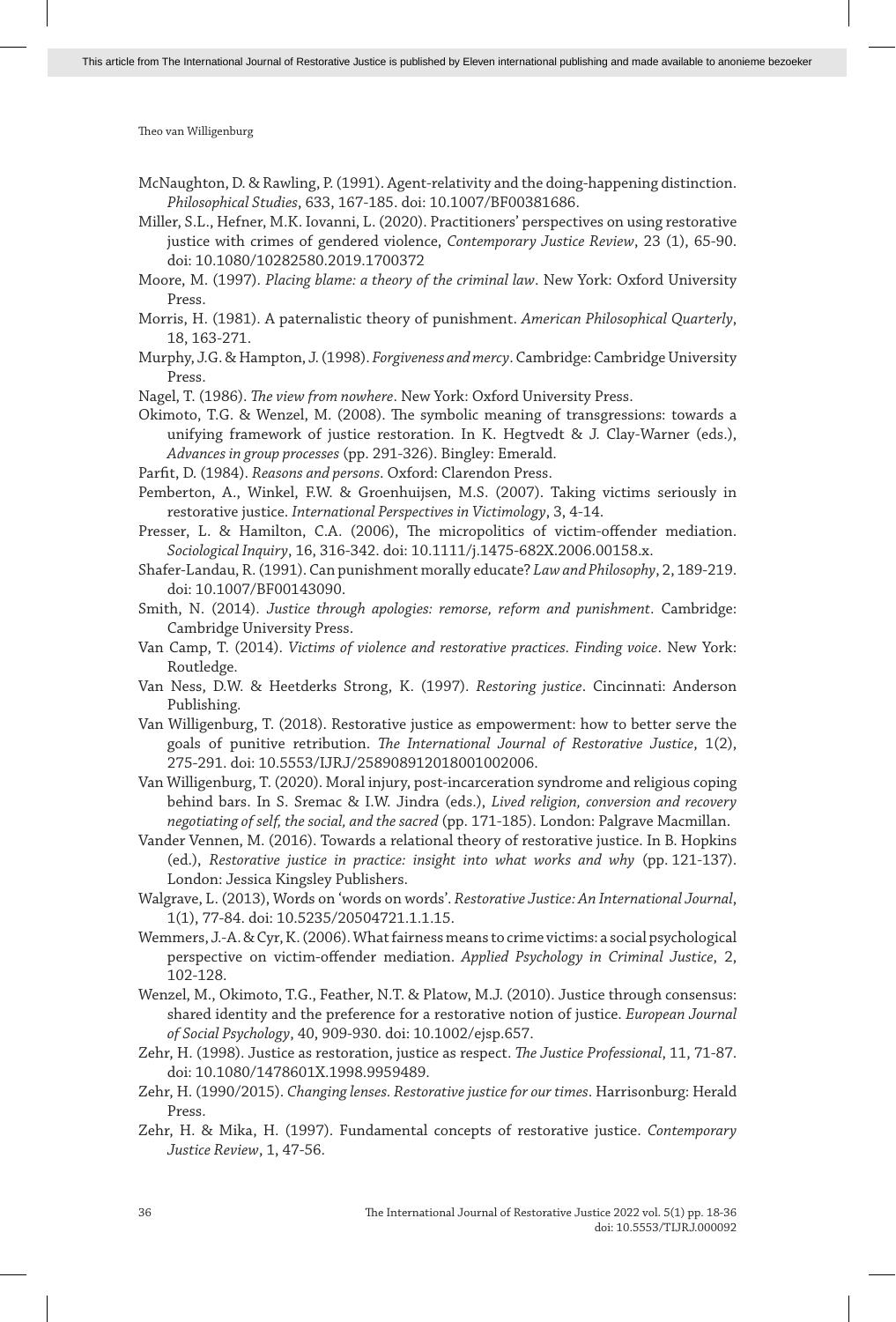McNaughton, D. & Rawling, P. (1991). Agent-relativity and the doing-happening distinction. *Philosophical Studies*, 633, 167-185. doi: 10.1007/BF00381686.

Miller, S.L., Hefner, M.K. Iovanni, L. (2020). Practitioners' perspectives on using restorative justice with crimes of gendered violence, *Contemporary Justice Review*, 23 (1), 65-90. doi: 10.1080/10282580.2019.1700372

Moore, M. (1997). *Placing blame: a theory of the criminal law*. New York: Oxford University Press.

Morris, H. (1981). A paternalistic theory of punishment. *American Philosophical Quarterly*, 18, 163-271.

Murphy, J.G. & Hampton, J. (1998). *Forgiveness and mercy*. Cambridge: Cambridge University Press.

Nagel, T. (1986). *The view from nowhere*. New York: Oxford University Press.

Okimoto, T.G. & Wenzel, M. (2008). The symbolic meaning of transgressions: towards a unifying framework of justice restoration. In K. Hegtvedt & J. Clay-Warner (eds.), *Advances in group processes* (pp. 291-326). Bingley: Emerald.

Parfit, D. (1984). *Reasons and persons*. Oxford: Clarendon Press.

Pemberton, A., Winkel, F.W. & Groenhuijsen, M.S. (2007). Taking victims seriously in restorative justice. *International Perspectives in Victimology*, 3, 4-14.

Presser, L. & Hamilton, C.A. (2006), The micropolitics of victim-offender mediation. *Sociological Inquiry*, 16, 316-342. doi: 10.1111/j.1475-682X.2006.00158.x.

Shafer-Landau, R. (1991). Can punishment morally educate? *Law and Philosophy*, 2, 189-219. doi: 10.1007/BF00143090.

Smith, N. (2014). *Justice through apologies: remorse, reform and punishment*. Cambridge: Cambridge University Press.

Van Camp, T. (2014). *Victims of violence and restorative practices. Finding voice*. New York: Routledge.

Van Ness, D.W. & Heetderks Strong, K. (1997). *Restoring justice*. Cincinnati: Anderson Publishing.

Van Willigenburg, T. (2018). Restorative justice as empowerment: how to better serve the goals of punitive retribution. *The International Journal of Restorative Justice*, 1(2), 275-291. doi: 10.5553/IJRJ/258908912018001002006.

Van Willigenburg, T. (2020). Moral injury, post-incarceration syndrome and religious coping behind bars. In S. Sremac & I.W. Jindra (eds.), *Lived religion, conversion and recovery negotiating of self, the social, and the sacred* (pp. 171-185). London: Palgrave Macmillan.

Vander Vennen, M. (2016). Towards a relational theory of restorative justice. In B. Hopkins (ed.), *Restorative justice in practice: insight into what works and why* (pp. 121-137). London: Jessica Kingsley Publishers.

Walgrave, L. (2013), Words on 'words on words'. *Restorative Justice: An International Journal*, 1(1), 77-84. doi: 10.5235/20504721.1.1.15.

Wemmers, J.-A. & Cyr, K. (2006). What fairness means to crime victims: a social psychological perspective on victim-offender mediation. *Applied Psychology in Criminal Justice*, 2, 102-128.

Wenzel, M., Okimoto, T.G., Feather, N.T. & Platow, M.J. (2010). Justice through consensus: shared identity and the preference for a restorative notion of justice. *European Journal of Social Psychology*, 40, 909-930. doi: 10.1002/ejsp.657.

Zehr, H. (1998). Justice as restoration, justice as respect. *The Justice Professional*, 11, 71-87. doi: 10.1080/1478601X.1998.9959489.

Zehr, H. (1990/2015). *Changing lenses. Restorative justice for our times*. Harrisonburg: Herald Press.

Zehr, H. & Mika, H. (1997). Fundamental concepts of restorative justice. *Contemporary Justice Review*, 1, 47-56.